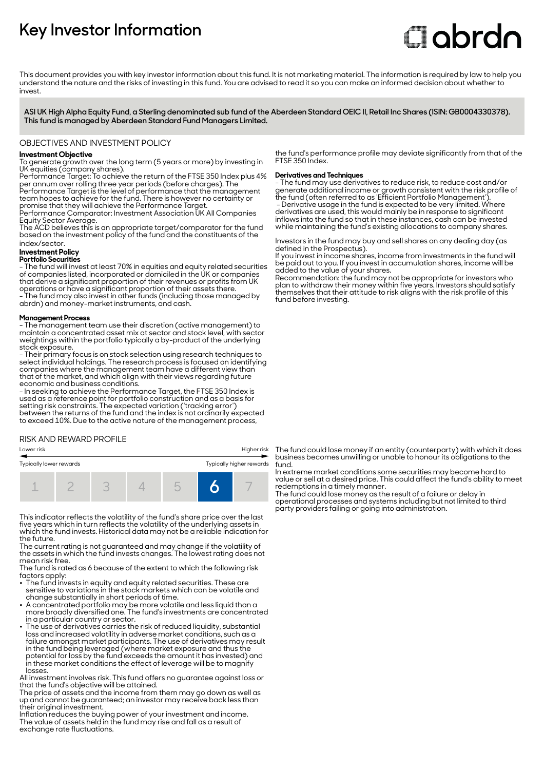# Key Investor Information

This document provides you with key investor information about this fund. It is not marketing material. The information is required by law to help you understand the nature and the risks of investing in this fund. You are advised to read it so you can make an informed decision about whether to invest.

**ASI UK High Alpha Equity Fund, a Sterling denominated sub fund of the Aberdeen Standard OEIC II, Retail Inc Shares (ISIN: GB0004330378). This fund is managed by Aberdeen Standard Fund Managers Limited.**

## OBJECTIVES AND INVESTMENT POLICY

**Investment Objective**

To generate growth over the long term (5 years or more) by investing in UK equities (company shares).

Performance Target: To achieve the return of the FTSE 350 Index plus 4% per annum over rolling three year periods (before charges). The Performance Target is the level of performance that the management team hopes to achieve for the fund. There is however no certainty or promise that they will achieve the Performance Target.

Performance Comparator: Investment Association UK All Companies Equity Sector Average.

The ACD believes this is an appropriate target/comparator for the fund based on the investment policy of the fund and the constituents of the index/sector.

**Investment Policy**

**Portfolio Securities**

- The fund will invest at least 70% in equities and equity related securities of companies listed, incorporated or domiciled in the UK or companies that derive a significant proportion of their revenues or profits from UK operations or have a significant proportion of their assets there.
- The fund may also invest in other funds (including those managed by abrdn) and money-market instruments, and cash.

**Management Process**

- The management team use their discretion (active management) to maintain a concentrated asset mix at sector and stock level, with sector weightings within the portfolio typically a by-product of the underlying stock exposure.
- Their primary focus is on stock selection using research techniques to select individual holdings. The research process is focused on identifying companies where the management team have a different view than that of the market, and which align with their views regarding future economic and business conditions.
- In seeking to achieve the Performance Target, the FTSE 350 Index is used as a reference point for portfolio construction and as a basis for setting risk constraints. The expected variation ('tracking error') between the returns of the fund and the index is not ordinarily expected to exceed 10%. Due to the active nature of the management process, the fund's performance profile may deviate significantly from that of the FTSE 350 Index.

**Derivatives and Techniques**

- The fund may use derivatives to reduce risk, to reduce cost and/or generate additional income or growth consistent with the risk profile of the fund (often referred to as 'Efficient Portfolio Management').
- Derivative usage in the fund is expected to be very limited. Where derivatives are used, this would mainly be in response to significant inflows into the fund so that in these instances, cash can be invested while maintaining the fund's existing allocations to company shares.

Investors in the fund may buy and sell shares on any dealing day (as defined in the Prospectus).

If you invest in income shares, income from investments in the fund will be paid out to you. If you invest in accumulation shares, income will be added to the value of your shares.

Recommendation: the fund may not be appropriate for investors who plan to withdraw their money within five years. Investors should satisfy themselves that their attitude to risk aligns with the risk profile of this fund before investing.

## RISK AND REWARD PROFILE

Lower risk — Higher risk

Typically lower rewards — Typically higher rewards

| 1 | 2 | 3 | 4 | 5 | **6** | 7 |
|---|---|---|---|---|---|---|

This indicator reflects the volatility of the fund's share price over the last five years which in turn reflects the volatility of the underlying assets in which the fund invests. Historical data may not be a reliable indication for the future.

The current rating is not guaranteed and may change if the volatility of the assets in which the fund invests changes. The lowest rating does not mean risk free.

The fund is rated as 6 because of the extent to which the following risk factors apply:

- The fund invests in equity and equity related securities. These are sensitive to variations in the stock markets which can be volatile and change substantially in short periods of time.
- A concentrated portfolio may be more volatile and less liquid than a more broadly diversified one. The fund's investments are concentrated in a particular country or sector.
- The use of derivatives carries the risk of reduced liquidity, substantial loss and increased volatility in adverse market conditions, such as a failure amongst market participants. The use of derivatives may result in the fund being leveraged (where market exposure and thus the potential for loss by the fund exceeds the amount it has invested) and in these market conditions the effect of leverage will be to magnify losses.

All investment involves risk. This fund offers no guarantee against loss or that the fund's objective will be attained.

The price of assets and the income from them may go down as well as up and cannot be guaranteed; an investor may receive back less than their original investment.

Inflation reduces the buying power of your investment and income.

The value of assets held in the fund may rise and fall as a result of exchange rate fluctuations.

The fund could lose money if an entity (counterparty) with which it does business becomes unwilling or unable to honour its obligations to the fund.

In extreme market conditions some securities may become hard to value or sell at a desired price. This could affect the fund's ability to meet redemptions in a timely manner.

The fund could lose money as the result of a failure or delay in operational processes and systems including but not limited to third party providers failing or going into administration.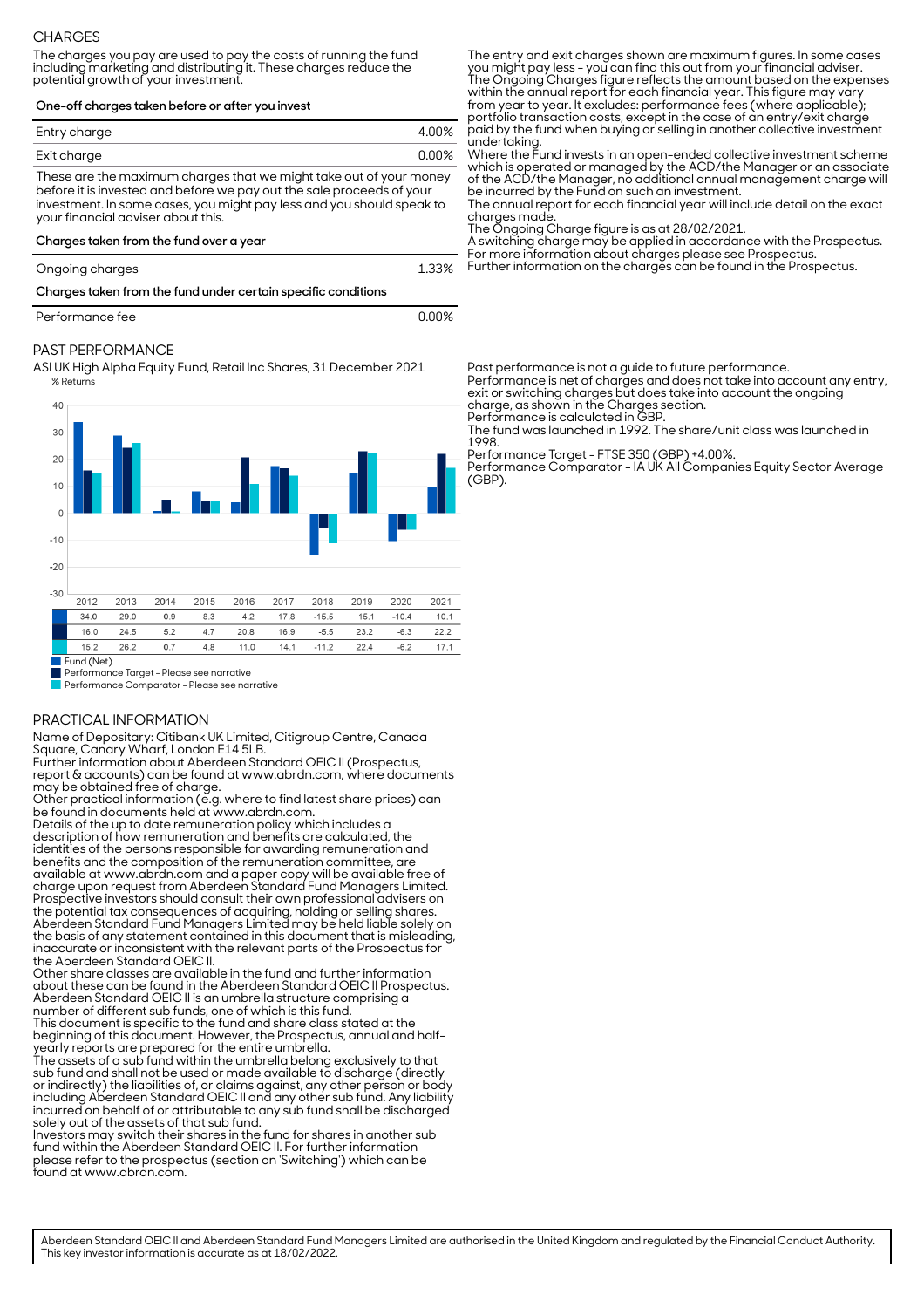## CHARGES

The charges you pay are used to pay the costs of running the fund including marketing and distributing it. These charges reduce the potential growth of your investment.

| One-off charges taken before or after you invest | |
|---|---|
| Entry charge | 4.00% |
| Exit charge | 0.00% |

These are the maximum charges that we might take out of your money before it is invested and before we pay out the sale proceeds of your investment. In some cases, you might pay less and you should speak to your financial adviser about this.

| Charges taken from the fund over a year | |
|---|---|
| Ongoing charges | 1.33% |

| Charges taken from the fund under certain specific conditions | |
|---|---|
| Performance fee | 0.00% |

The entry and exit charges shown are maximum figures. In some cases you might pay less - you can find this out from your financial adviser.
The Ongoing Charges figure reflects the amount based on the expenses within the annual report for each financial year. This figure may vary from year to year. It excludes: performance fees (where applicable); portfolio transaction costs, except in the case of an entry/exit charge paid by the fund when buying or selling in another collective investment undertaking.
Where the Fund invests in an open-ended collective investment scheme which is operated or managed by the ACD/the Manager or an associate of the ACD/the Manager, no additional annual management charge will be incurred by the Fund on such an investment.
The annual report for each financial year will include detail on the exact charges made.
The Ongoing Charge figure is as at 28/02/2021.
A switching charge may be applied in accordance with the Prospectus.
For more information about charges please see Prospectus.
Further information on the charges can be found in the Prospectus.

## PAST PERFORMANCE

ASI UK High Alpha Equity Fund, Retail Inc Shares, 31 December 2021

% Returns

40
30
20
10
0
-10
-20
-30

2012 2013 2014 2015 2016 2017 2018 2019 2020 2021

34.0 29.0 0.9 8.3 4.2 17.8 -15.5 15.1 -10.4 10.1

16.0 24.5 5.2 4.7 20.8 16.9 -5.5 23.2 -6.3 22.2

15.2 26.2 0.7 4.8 11.0 14.1 -11.2 22.4 -6.2 17.1

Fund (Net)

Performance Target - Please see narrative

Performance Comparator - Please see narrative

Past performance is not a guide to future performance.
Performance is net of charges and does not take into account any entry, exit or switching charges but does take into account the ongoing charge, as shown in the Charges section.
Performance is calculated in GBP.
The fund was launched in 1992. The share/unit class was launched in 1998.
Performance Target - FTSE 350 (GBP) +4.00%.
Performance Comparator - IA UK All Companies Equity Sector Average (GBP).

## PRACTICAL INFORMATION

Name of Depositary: Citibank UK Limited, Citigroup Centre, Canada Square, Canary Wharf, London E14 5LB.
Further information about Aberdeen Standard OEIC II (Prospectus, report & accounts) can be found at www.abrdn.com, where documents may be obtained free of charge.
Other practical information (e.g. where to find latest share prices) can be found in documents held at www.abrdn.com.
Details of the up to date remuneration policy which includes a description of how remuneration and benefits are calculated, the identities of the persons responsible for awarding remuneration and benefits and the composition of the remuneration committee, are available at www.abrdn.com and a paper copy will be available free of charge upon request from Aberdeen Standard Fund Managers Limited.
Prospective investors should consult their own professional advisers on the potential tax consequences of acquiring, holding or selling shares.
Aberdeen Standard Fund Managers Limited may be held liable solely on the basis of any statement contained in this document that is misleading, inaccurate or inconsistent with the relevant parts of the Prospectus for the Aberdeen Standard OEIC II.
Other share classes are available in the fund and further information about these can be found in the Aberdeen Standard OEIC II Prospectus.
Aberdeen Standard OEIC II is an umbrella structure comprising a number of different sub funds, one of which is this fund.
This document is specific to the fund and share class stated at the beginning of this document. However, the Prospectus, annual and half-yearly reports are prepared for the entire umbrella.
The assets of a sub fund within the umbrella belong exclusively to that sub fund and shall not be used or made available to discharge (directly or indirectly) the liabilities of, or claims against, any other person or body including Aberdeen Standard OEIC II and any other sub fund. Any liability incurred on behalf of or attributable to any sub fund shall be discharged solely out of the assets of that sub fund.
Investors may switch their shares in the fund for shares in another sub fund within the Aberdeen Standard OEIC II. For further information please refer to the prospectus (section on 'Switching') which can be found at www.abrdn.com.

Aberdeen Standard OEIC II and Aberdeen Standard Fund Managers Limited are authorised in the United Kingdom and regulated by the Financial Conduct Authority.
This key investor information is accurate as at 18/02/2022.